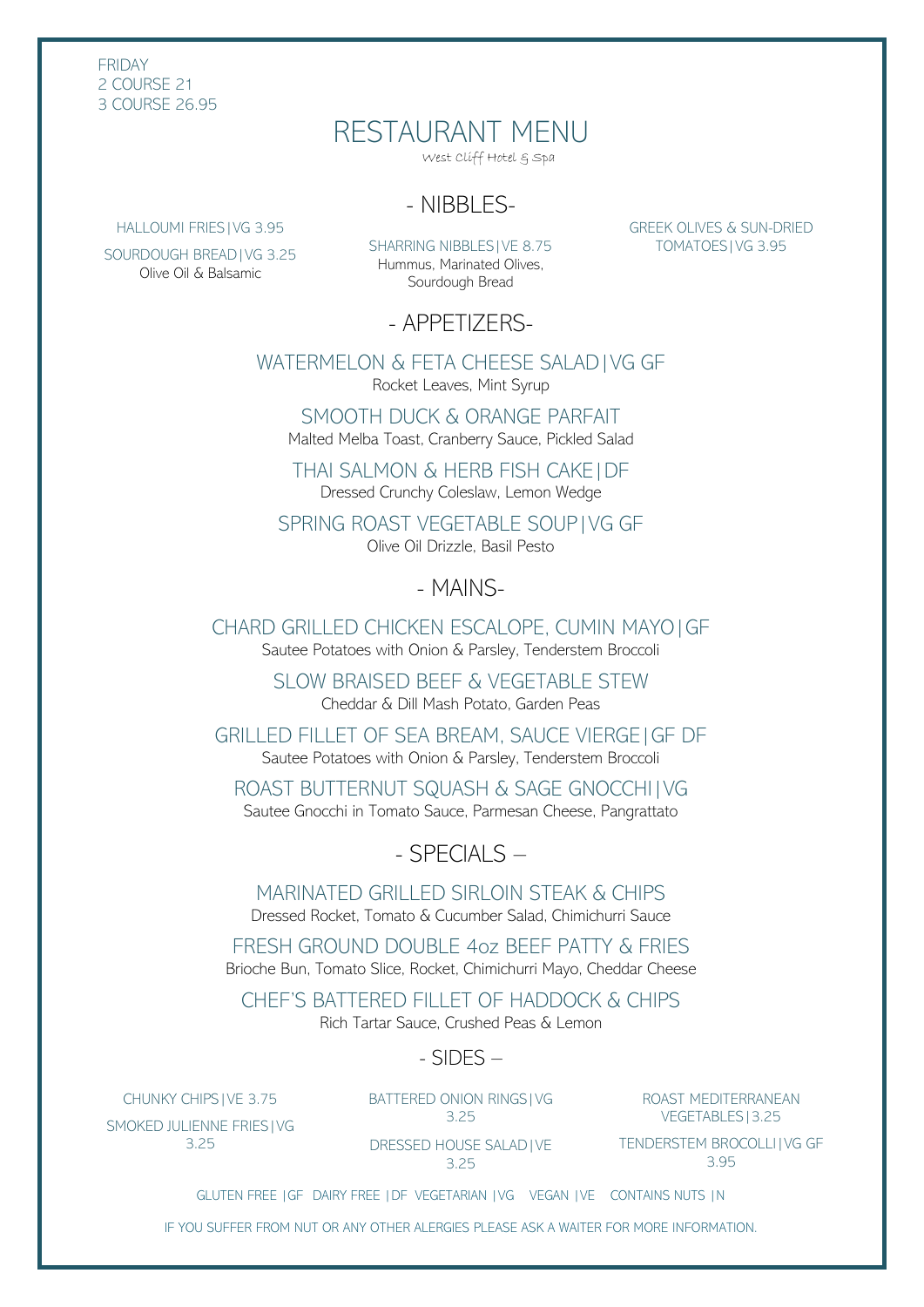FRIDAY
2 COURSE 21
3 COURSE 26.95

# RESTAURANT MENU

West Cliff Hotel & Spa

## - NIBBLES-

HALLOUMI FRIES|VG 3.95

SOURDOUGH BREAD|VG 3.25
Olive Oil & Balsamic

SHARRING NIBBLES|VE 8.75
Hummus, Marinated Olives, Sourdough Bread

GREEK OLIVES & SUN-DRIED TOMATOES|VG 3.95

## - APPETIZERS-

WATERMELON & FETA CHEESE SALAD|VG GF
Rocket Leaves, Mint Syrup

SMOOTH DUCK & ORANGE PARFAIT
Malted Melba Toast, Cranberry Sauce, Pickled Salad

THAI SALMON & HERB FISH CAKE|DF
Dressed Crunchy Coleslaw, Lemon Wedge

SPRING ROAST VEGETABLE SOUP|VG GF
Olive Oil Drizzle, Basil Pesto

## - MAINS-

CHARD GRILLED CHICKEN ESCALOPE, CUMIN MAYO|GF
Sautee Potatoes with Onion & Parsley, Tenderstem Broccoli

SLOW BRAISED BEEF & VEGETABLE STEW
Cheddar & Dill Mash Potato, Garden Peas

GRILLED FILLET OF SEA BREAM, SAUCE VIERGE|GF DF
Sautee Potatoes with Onion & Parsley, Tenderstem Broccoli

ROAST BUTTERNUT SQUASH & SAGE GNOCCHI|VG
Sautee Gnocchi in Tomato Sauce, Parmesan Cheese, Pangrattato

## - SPECIALS –

MARINATED GRILLED SIRLOIN STEAK & CHIPS
Dressed Rocket, Tomato & Cucumber Salad, Chimichurri Sauce

FRESH GROUND DOUBLE 4oz BEEF PATTY & FRIES
Brioche Bun, Tomato Slice, Rocket, Chimichurri Mayo, Cheddar Cheese

CHEF'S BATTERED FILLET OF HADDOCK & CHIPS
Rich Tartar Sauce, Crushed Peas & Lemon

## - SIDES –

CHUNKY CHIPS|VE 3.75

SMOKED JULIENNE FRIES|VG 3.25

BATTERED ONION RINGS|VG 3.25

DRESSED HOUSE SALAD|VE 3.25

ROAST MEDITERRANEAN VEGETABLES|3.25

TENDERSTEM BROCOLLI|VG GF 3.95

GLUTEN FREE |GF DAIRY FREE |DF VEGETARIAN |VG VEGAN |VE CONTAINS NUTS |N

IF YOU SUFFER FROM NUT OR ANY OTHER ALERGIES PLEASE ASK A WAITER FOR MORE INFORMATION.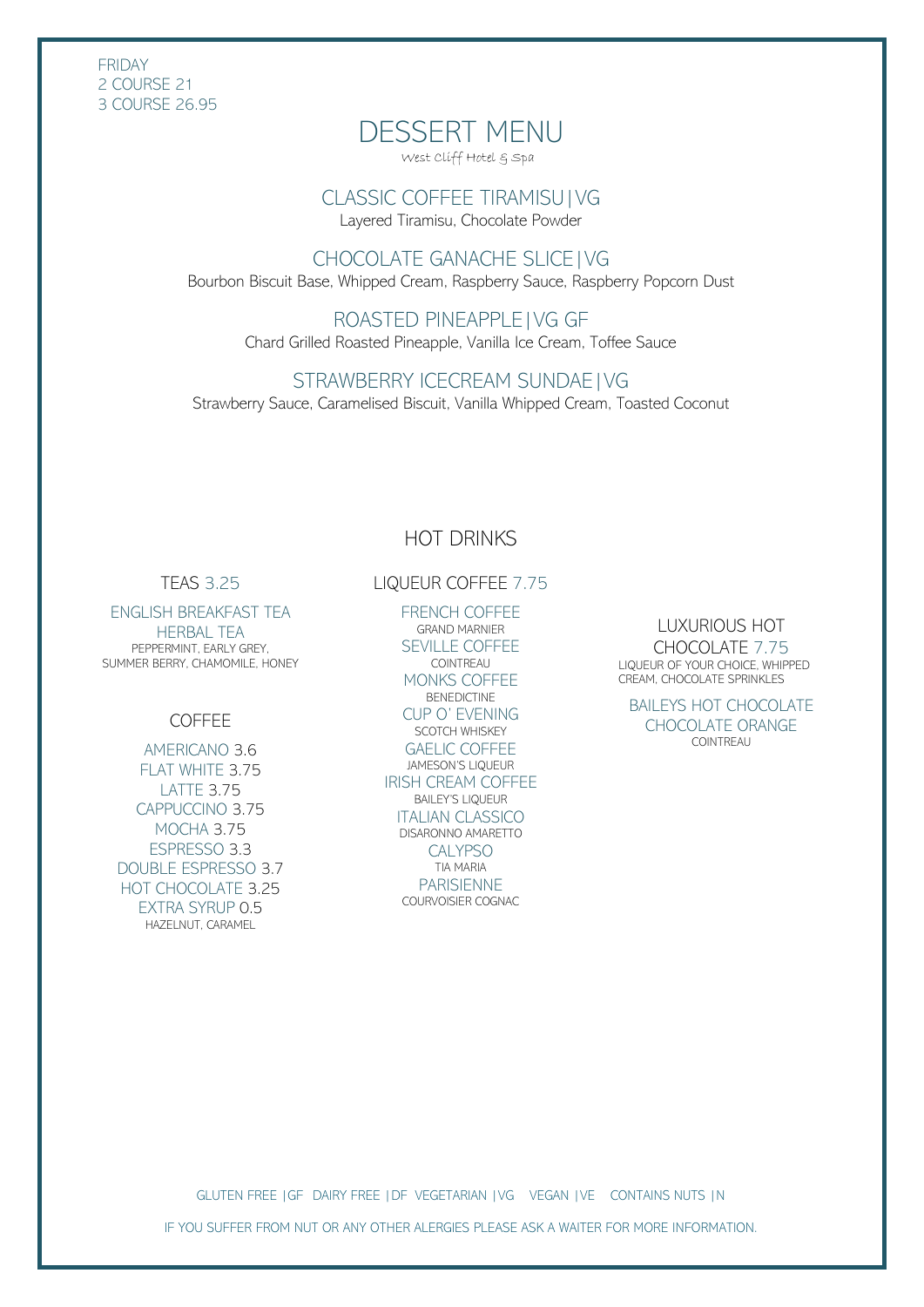FRIDAY
2 COURSE 21
3 COURSE 26.95

# DESSERT MENU

West Cliff Hotel & Spa

## CLASSIC COFFEE TIRAMISU|VG

Layered Tiramisu, Chocolate Powder

## CHOCOLATE GANACHE SLICE|VG

Bourbon Biscuit Base, Whipped Cream, Raspberry Sauce, Raspberry Popcorn Dust

## ROASTED PINEAPPLE|VG GF

Chard Grilled Roasted Pineapple, Vanilla Ice Cream, Toffee Sauce

## STRAWBERRY ICECREAM SUNDAE|VG

Strawberry Sauce, Caramelised Biscuit, Vanilla Whipped Cream, Toasted Coconut

# HOT DRINKS

### TEAS 3.25

ENGLISH BREAKFAST TEA
HERBAL TEA
PEPPERMINT, EARLY GREY, SUMMER BERRY, CHAMOMILE, HONEY

### COFFEE

AMERICANO 3.6
FLAT WHITE 3.75
LATTE 3.75
CAPPUCCINO 3.75
MOCHA 3.75
ESPRESSO 3.3
DOUBLE ESPRESSO 3.7
HOT CHOCOLATE 3.25
EXTRA SYRUP 0.5
HAZELNUT, CARAMEL

### LIQUEUR COFFEE 7.75

FRENCH COFFEE
GRAND MARNIER
SEVILLE COFFEE
COINTREAU
MONKS COFFEE
BENEDICTINE
CUP O' EVENING
SCOTCH WHISKEY
GAELIC COFFEE
JAMESON'S LIQUEUR
IRISH CREAM COFFEE
BAILEY'S LIQUEUR
ITALIAN CLASSICO
DISARONNO AMARETTO
CALYPSO
TIA MARIA
PARISIENNE
COURVOISIER COGNAC

### LUXURIOUS HOT CHOCOLATE 7.75

LIQUEUR OF YOUR CHOICE, WHIPPED CREAM, CHOCOLATE SPRINKLES

BAILEYS HOT CHOCOLATE
CHOCOLATE ORANGE
COINTREAU

GLUTEN FREE |GF DAIRY FREE |DF VEGETARIAN |VG VEGAN |VE CONTAINS NUTS |N

IF YOU SUFFER FROM NUT OR ANY OTHER ALERGIES PLEASE ASK A WAITER FOR MORE INFORMATION.